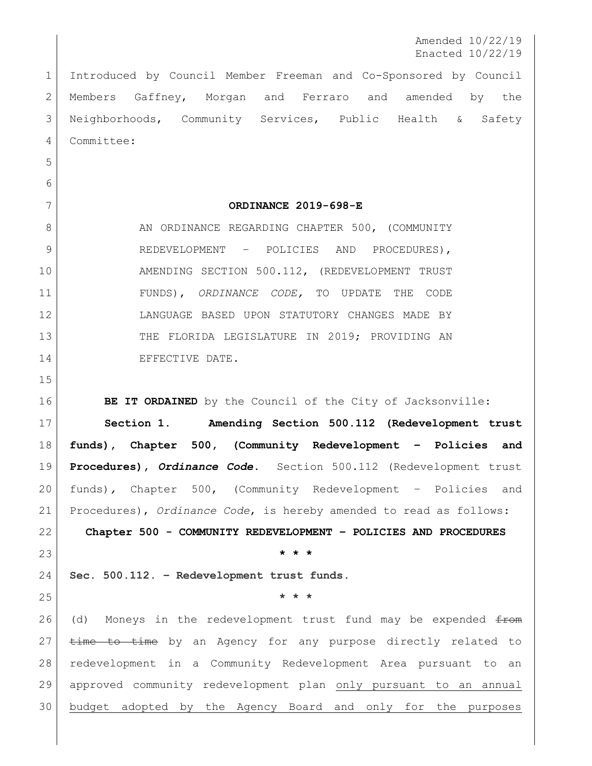Amended 10/22/19
Enacted 10/22/19

Introduced by Council Member Freeman and Co-Sponsored by Council Members Gaffney, Morgan and Ferraro and amended by the Neighborhoods, Community Services, Public Health & Safety Committee:

**ORDINANCE 2019-698-E**

AN ORDINANCE REGARDING CHAPTER 500, (COMMUNITY REDEVELOPMENT – POLICIES AND PROCEDURES), AMENDING SECTION 500.112, (REDEVELOPMENT TRUST FUNDS), *ORDINANCE CODE,* TO UPDATE THE CODE LANGUAGE BASED UPON STATUTORY CHANGES MADE BY THE FLORIDA LEGISLATURE IN 2019; PROVIDING AN EFFECTIVE DATE.

**BE IT ORDAINED** by the Council of the City of Jacksonville:

**Section 1. Amending Section 500.112 (Redevelopment trust funds), Chapter 500, (Community Redevelopment – Policies and Procedures), *Ordinance Code*.** Section 500.112 (Redevelopment trust funds), Chapter 500, (Community Redevelopment – Policies and Procedures), *Ordinance Code*, is hereby amended to read as follows:

**Chapter 500 - COMMUNITY REDEVELOPMENT – POLICIES AND PROCEDURES**

**\* \* \***

**Sec. 500.112. – Redevelopment trust funds.**

**\* \* \***

(d) Moneys in the redevelopment trust fund may be expended ~~from time to time~~ by an Agency for any purpose directly related to redevelopment in a Community Redevelopment Area pursuant to an approved community redevelopment plan <u>only pursuant to an annual budget adopted by the Agency Board and only for the purposes</u>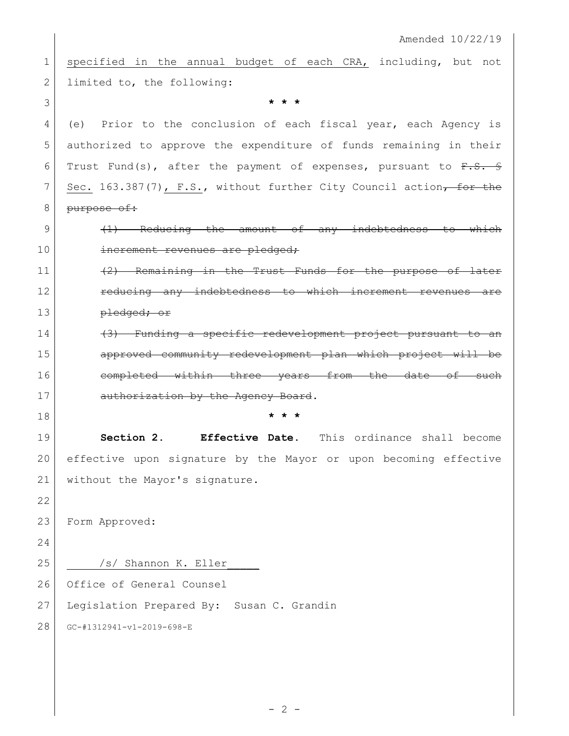specified in the annual budget of each CRA, including, but not limited to, the following:

\* \* \*

(e) Prior to the conclusion of each fiscal year, each Agency is authorized to approve the expenditure of funds remaining in their Trust Fund(s), after the payment of expenses, pursuant to ~~F.S. §~~ Sec. 163.387(7), F.S., without further City Council action~~, for the purpose of:~~

~~(1) Reducing the amount of any indebtedness to which increment revenues are pledged;~~

~~(2) Remaining in the Trust Funds for the purpose of later reducing any indebtedness to which increment revenues are pledged; or~~

~~(3) Funding a specific redevelopment project pursuant to an approved community redevelopment plan which project will be completed within three years from the date of such authorization by the Agency Board~~.

\* \* \*

**Section 2. Effective Date.** This ordinance shall become effective upon signature by the Mayor or upon becoming effective without the Mayor's signature.

Form Approved:

/s/ Shannon K. Eller

Office of General Counsel

Legislation Prepared By: Susan C. Grandin

GC-#1312941-v1-2019-698-E